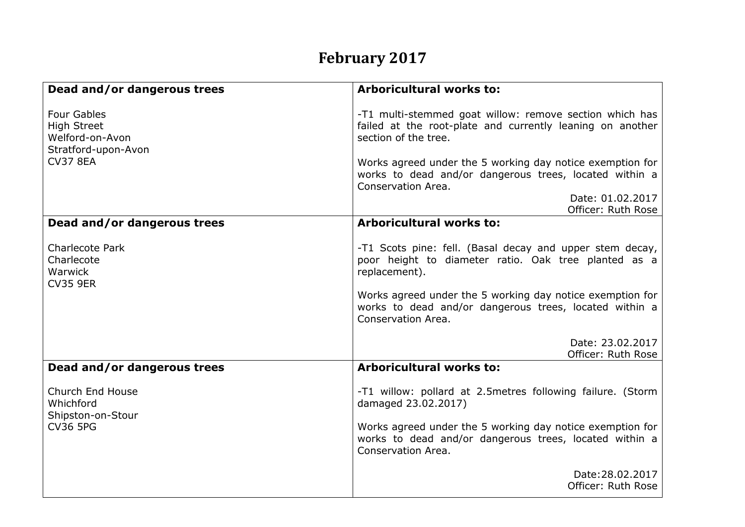# February 2017

| Dead and/or dangerous trees | Arboricultural works to: |
|---|---|
| Four Gables<br>High Street<br>Welford-on-Avon<br>Stratford-upon-Avon<br>CV37 8EA | -T1 multi-stemmed goat willow: remove section which has failed at the root-plate and currently leaning on another section of the tree.<br><br>Works agreed under the 5 working day notice exemption for works to dead and/or dangerous trees, located within a Conservation Area.<br><br>Date: 01.02.2017<br>Officer: Ruth Rose |
| **Dead and/or dangerous trees**<br><br>Charlecote Park<br>Charlecote<br>Warwick<br>CV35 9ER | **Arboricultural works to:**<br><br>-T1 Scots pine: fell. (Basal decay and upper stem decay, poor height to diameter ratio. Oak tree planted as a replacement).<br><br>Works agreed under the 5 working day notice exemption for works to dead and/or dangerous trees, located within a Conservation Area.<br><br>Date: 23.02.2017<br>Officer: Ruth Rose |
| **Dead and/or dangerous trees**<br><br>Church End House<br>Whichford<br>Shipston-on-Stour<br>CV36 5PG | **Arboricultural works to:**<br><br>-T1 willow: pollard at 2.5metres following failure. (Storm damaged 23.02.2017)<br><br>Works agreed under the 5 working day notice exemption for works to dead and/or dangerous trees, located within a Conservation Area.<br><br>Date:28.02.2017<br>Officer: Ruth Rose |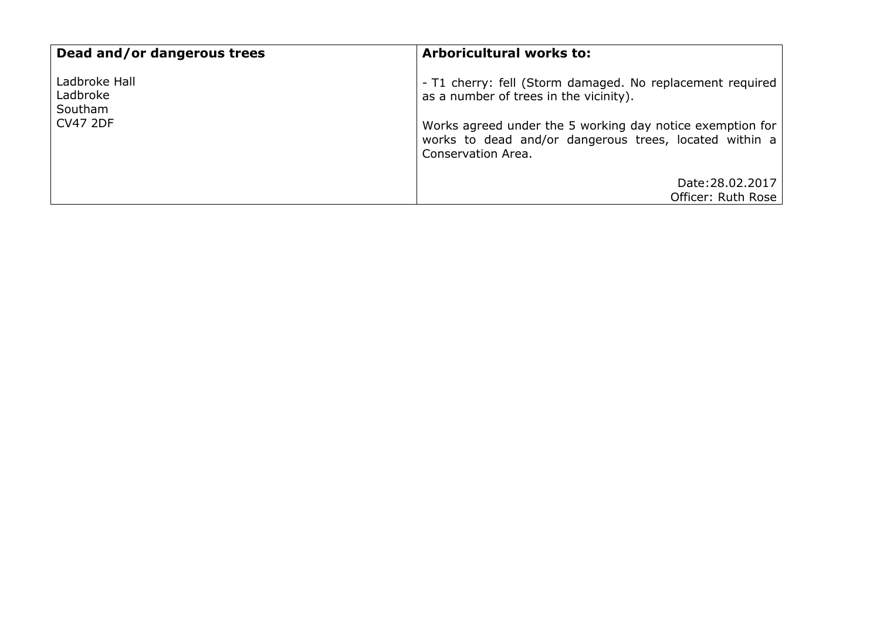| Dead and/or dangerous trees | Arboricultural works to: |
|---|---|
| Ladbroke Hall<br>Ladbroke<br>Southam<br>CV47 2DF | - T1 cherry: fell (Storm damaged. No replacement required as a number of trees in the vicinity).<br><br>Works agreed under the 5 working day notice exemption for works to dead and/or dangerous trees, located within a Conservation Area.<br><br>Date:28.02.2017<br>Officer: Ruth Rose |